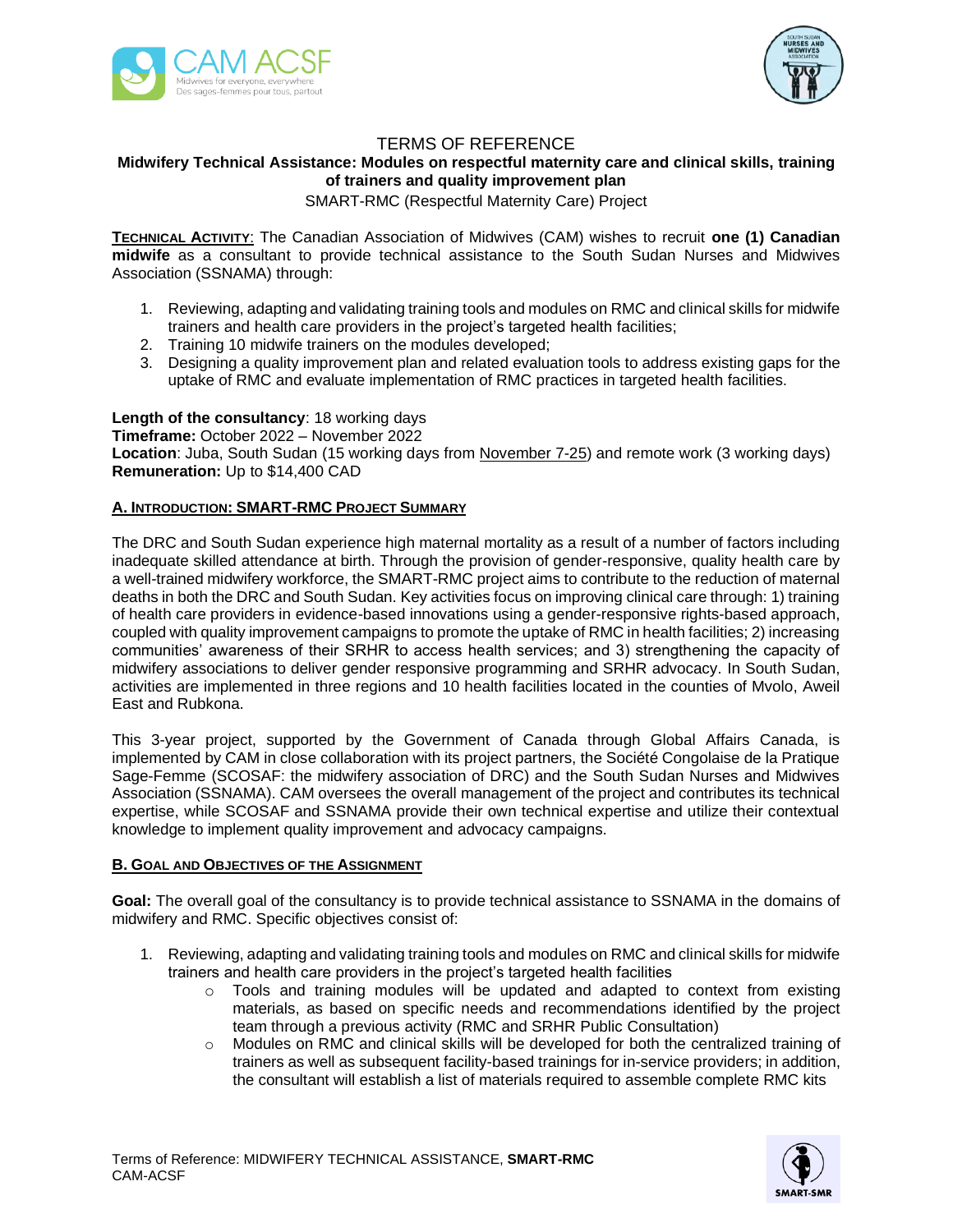# TERMS OF REFERENCE

## Midwifery Technical Assistance: Modules on respectful maternity care and clinical skills, training of trainers and quality improvement plan

SMART-RMC (Respectful Maternity Care) Project

**TECHNICAL ACTIVITY**: The Canadian Association of Midwives (CAM) wishes to recruit **one (1) Canadian midwife** as a consultant to provide technical assistance to the South Sudan Nurses and Midwives Association (SSNAMA) through:

1. Reviewing, adapting and validating training tools and modules on RMC and clinical skills for midwife trainers and health care providers in the project's targeted health facilities;
2. Training 10 midwife trainers on the modules developed;
3. Designing a quality improvement plan and related evaluation tools to address existing gaps for the uptake of RMC and evaluate implementation of RMC practices in targeted health facilities.

**Length of the consultancy**: 18 working days
**Timeframe:** October 2022 – November 2022
**Location**: Juba, South Sudan (15 working days from November 7-25) and remote work (3 working days)
**Remuneration:** Up to $14,400 CAD

### A. INTRODUCTION: SMART-RMC PROJECT SUMMARY

The DRC and South Sudan experience high maternal mortality as a result of a number of factors including inadequate skilled attendance at birth. Through the provision of gender-responsive, quality health care by a well-trained midwifery workforce, the SMART-RMC project aims to contribute to the reduction of maternal deaths in both the DRC and South Sudan. Key activities focus on improving clinical care through: 1) training of health care providers in evidence-based innovations using a gender-responsive rights-based approach, coupled with quality improvement campaigns to promote the uptake of RMC in health facilities; 2) increasing communities' awareness of their SRHR to access health services; and 3) strengthening the capacity of midwifery associations to deliver gender responsive programming and SRHR advocacy. In South Sudan, activities are implemented in three regions and 10 health facilities located in the counties of Mvolo, Aweil East and Rubkona.

This 3-year project, supported by the Government of Canada through Global Affairs Canada, is implemented by CAM in close collaboration with its project partners, the Société Congolaise de la Pratique Sage-Femme (SCOSAF: the midwifery association of DRC) and the South Sudan Nurses and Midwives Association (SSNAMA). CAM oversees the overall management of the project and contributes its technical expertise, while SCOSAF and SSNAMA provide their own technical expertise and utilize their contextual knowledge to implement quality improvement and advocacy campaigns.

### B. GOAL AND OBJECTIVES OF THE ASSIGNMENT

**Goal:** The overall goal of the consultancy is to provide technical assistance to SSNAMA in the domains of midwifery and RMC. Specific objectives consist of:

1. Reviewing, adapting and validating training tools and modules on RMC and clinical skills for midwife trainers and health care providers in the project's targeted health facilities
   - Tools and training modules will be updated and adapted to context from existing materials, as based on specific needs and recommendations identified by the project team through a previous activity (RMC and SRHR Public Consultation)
   - Modules on RMC and clinical skills will be developed for both the centralized training of trainers as well as subsequent facility-based trainings for in-service providers; in addition, the consultant will establish a list of materials required to assemble complete RMC kits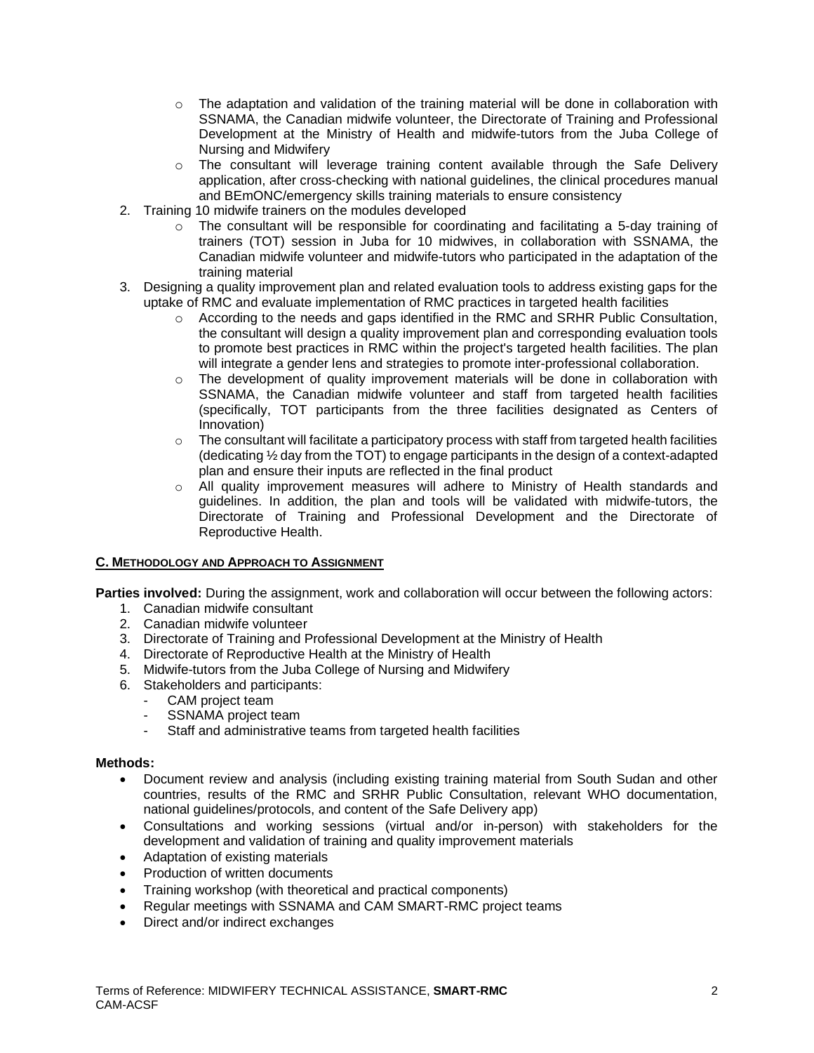- The adaptation and validation of the training material will be done in collaboration with SSNAMA, the Canadian midwife volunteer, the Directorate of Training and Professional Development at the Ministry of Health and midwife-tutors from the Juba College of Nursing and Midwifery
  - The consultant will leverage training content available through the Safe Delivery application, after cross-checking with national guidelines, the clinical procedures manual and BEmONC/emergency skills training materials to ensure consistency

2. Training 10 midwife trainers on the modules developed
   - The consultant will be responsible for coordinating and facilitating a 5-day training of trainers (TOT) session in Juba for 10 midwives, in collaboration with SSNAMA, the Canadian midwife volunteer and midwife-tutors who participated in the adaptation of the training material
3. Designing a quality improvement plan and related evaluation tools to address existing gaps for the uptake of RMC and evaluate implementation of RMC practices in targeted health facilities
   - According to the needs and gaps identified in the RMC and SRHR Public Consultation, the consultant will design a quality improvement plan and corresponding evaluation tools to promote best practices in RMC within the project's targeted health facilities. The plan will integrate a gender lens and strategies to promote inter-professional collaboration.
   - The development of quality improvement materials will be done in collaboration with SSNAMA, the Canadian midwife volunteer and staff from targeted health facilities (specifically, TOT participants from the three facilities designated as Centers of Innovation)
   - The consultant will facilitate a participatory process with staff from targeted health facilities (dedicating ½ day from the TOT) to engage participants in the design of a context-adapted plan and ensure their inputs are reflected in the final product
   - All quality improvement measures will adhere to Ministry of Health standards and guidelines. In addition, the plan and tools will be validated with midwife-tutors, the Directorate of Training and Professional Development and the Directorate of Reproductive Health.

## C. Methodology and Approach to Assignment

**Parties involved:** During the assignment, work and collaboration will occur between the following actors:

1. Canadian midwife consultant
2. Canadian midwife volunteer
3. Directorate of Training and Professional Development at the Ministry of Health
4. Directorate of Reproductive Health at the Ministry of Health
5. Midwife-tutors from the Juba College of Nursing and Midwifery
6. Stakeholders and participants:
   - CAM project team
   - SSNAMA project team
   - Staff and administrative teams from targeted health facilities

**Methods:**

- Document review and analysis (including existing training material from South Sudan and other countries, results of the RMC and SRHR Public Consultation, relevant WHO documentation, national guidelines/protocols, and content of the Safe Delivery app)
- Consultations and working sessions (virtual and/or in-person) with stakeholders for the development and validation of training and quality improvement materials
- Adaptation of existing materials
- Production of written documents
- Training workshop (with theoretical and practical components)
- Regular meetings with SSNAMA and CAM SMART-RMC project teams
- Direct and/or indirect exchanges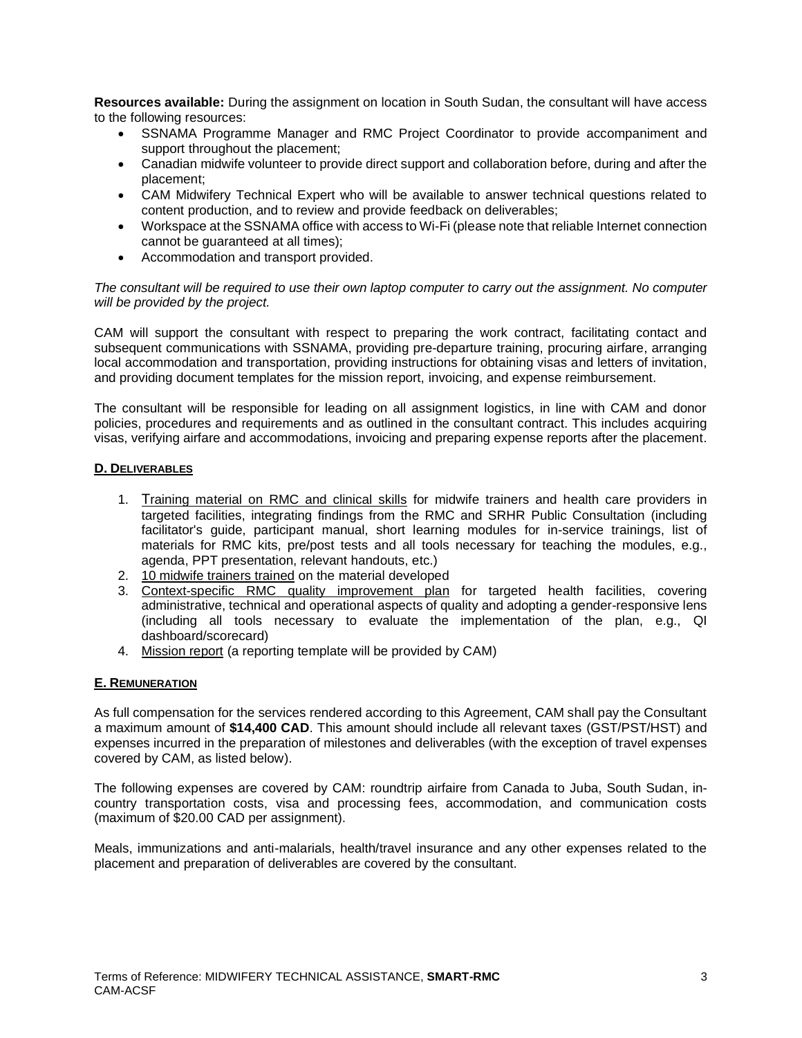**Resources available:** During the assignment on location in South Sudan, the consultant will have access to the following resources:

- SSNAMA Programme Manager and RMC Project Coordinator to provide accompaniment and support throughout the placement;
- Canadian midwife volunteer to provide direct support and collaboration before, during and after the placement;
- CAM Midwifery Technical Expert who will be available to answer technical questions related to content production, and to review and provide feedback on deliverables;
- Workspace at the SSNAMA office with access to Wi-Fi (please note that reliable Internet connection cannot be guaranteed at all times);
- Accommodation and transport provided.

*The consultant will be required to use their own laptop computer to carry out the assignment. No computer will be provided by the project.*

CAM will support the consultant with respect to preparing the work contract, facilitating contact and subsequent communications with SSNAMA, providing pre-departure training, procuring airfare, arranging local accommodation and transportation, providing instructions for obtaining visas and letters of invitation, and providing document templates for the mission report, invoicing, and expense reimbursement.

The consultant will be responsible for leading on all assignment logistics, in line with CAM and donor policies, procedures and requirements and as outlined in the consultant contract. This includes acquiring visas, verifying airfare and accommodations, invoicing and preparing expense reports after the placement.

## D. Deliverables

1. Training material on RMC and clinical skills for midwife trainers and health care providers in targeted facilities, integrating findings from the RMC and SRHR Public Consultation (including facilitator's guide, participant manual, short learning modules for in-service trainings, list of materials for RMC kits, pre/post tests and all tools necessary for teaching the modules, e.g., agenda, PPT presentation, relevant handouts, etc.)
2. 10 midwife trainers trained on the material developed
3. Context-specific RMC quality improvement plan for targeted health facilities, covering administrative, technical and operational aspects of quality and adopting a gender-responsive lens (including all tools necessary to evaluate the implementation of the plan, e.g., QI dashboard/scorecard)
4. Mission report (a reporting template will be provided by CAM)

## E. Remuneration

As full compensation for the services rendered according to this Agreement, CAM shall pay the Consultant a maximum amount of **$14,400 CAD**. This amount should include all relevant taxes (GST/PST/HST) and expenses incurred in the preparation of milestones and deliverables (with the exception of travel expenses covered by CAM, as listed below).

The following expenses are covered by CAM: roundtrip airfaire from Canada to Juba, South Sudan, in-country transportation costs, visa and processing fees, accommodation, and communication costs (maximum of $20.00 CAD per assignment).

Meals, immunizations and anti-malarials, health/travel insurance and any other expenses related to the placement and preparation of deliverables are covered by the consultant.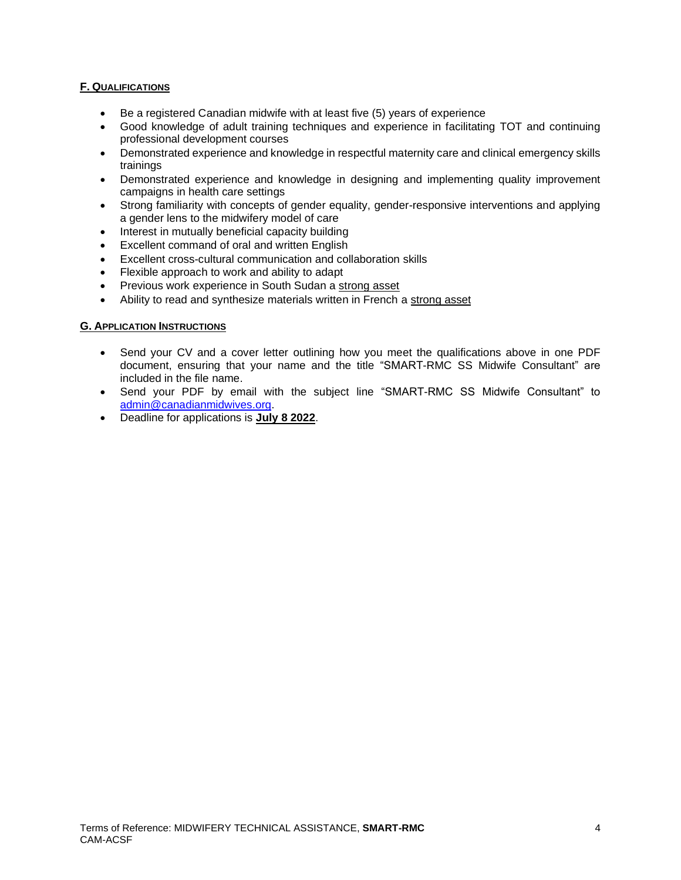## F. Qualifications

- Be a registered Canadian midwife with at least five (5) years of experience
- Good knowledge of adult training techniques and experience in facilitating TOT and continuing professional development courses
- Demonstrated experience and knowledge in respectful maternity care and clinical emergency skills trainings
- Demonstrated experience and knowledge in designing and implementing quality improvement campaigns in health care settings
- Strong familiarity with concepts of gender equality, gender-responsive interventions and applying a gender lens to the midwifery model of care
- Interest in mutually beneficial capacity building
- Excellent command of oral and written English
- Excellent cross-cultural communication and collaboration skills
- Flexible approach to work and ability to adapt
- Previous work experience in South Sudan a strong asset
- Ability to read and synthesize materials written in French a strong asset

## G. Application Instructions

- Send your CV and a cover letter outlining how you meet the qualifications above in one PDF document, ensuring that your name and the title "SMART-RMC SS Midwife Consultant" are included in the file name.
- Send your PDF by email with the subject line "SMART-RMC SS Midwife Consultant" to admin@canadianmidwives.org.
- Deadline for applications is **July 8 2022**.